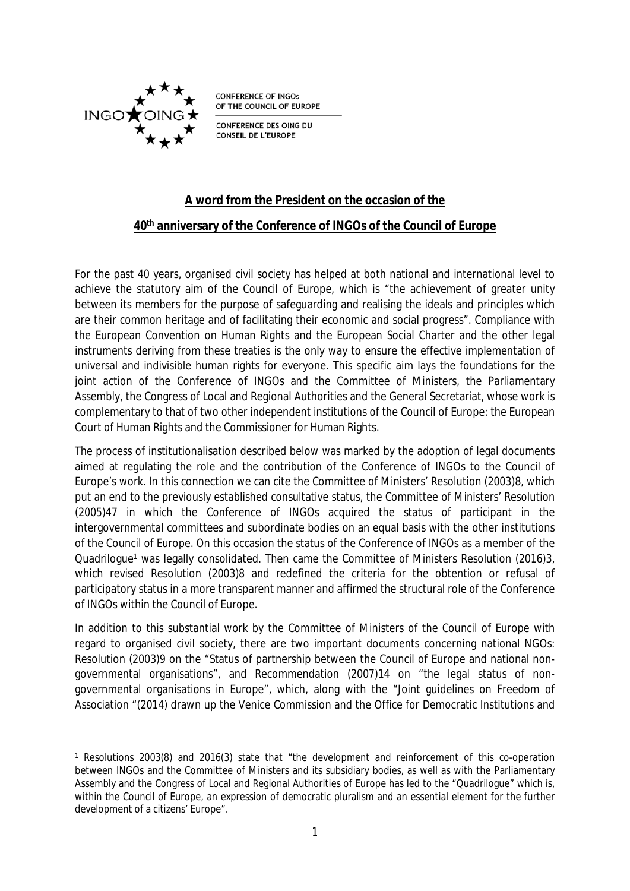CONFERENCE OF INGOs OF THE COUNCIL OF EUROPE

CONFERENCE DES OING DU CONSEIL DE L'EUROPE

## A word from the President on the occasion of the 40th anniversary of the Conference of INGOs of the Council of Europe

For the past 40 years, organised civil society has helped at both national and international level to achieve the statutory aim of the Council of Europe, which is "the achievement of greater unity between its members for the purpose of safeguarding and realising the ideals and principles which are their common heritage and of facilitating their economic and social progress". Compliance with the European Convention on Human Rights and the European Social Charter and the other legal instruments deriving from these treaties is the only way to ensure the effective implementation of universal and indivisible human rights for everyone. This specific aim lays the foundations for the joint action of the Conference of INGOs and the Committee of Ministers, the Parliamentary Assembly, the Congress of Local and Regional Authorities and the General Secretariat, whose work is complementary to that of two other independent institutions of the Council of Europe: the European Court of Human Rights and the Commissioner for Human Rights.

The process of institutionalisation described below was marked by the adoption of legal documents aimed at regulating the role and the contribution of the Conference of INGOs to the Council of Europe's work. In this connection we can cite the Committee of Ministers' Resolution (2003)8, which put an end to the previously established consultative status, the Committee of Ministers' Resolution (2005)47 in which the Conference of INGOs acquired the status of participant in the intergovernmental committees and subordinate bodies on an equal basis with the other institutions of the Council of Europe. On this occasion the status of the Conference of INGOs as a member of the Quadrilogue[1] was legally consolidated. Then came the Committee of Ministers Resolution (2016)3, which revised Resolution (2003)8 and redefined the criteria for the obtention or refusal of participatory status in a more transparent manner and affirmed the structural role of the Conference of INGOs within the Council of Europe.

In addition to this substantial work by the Committee of Ministers of the Council of Europe with regard to organised civil society, there are two important documents concerning national NGOs: Resolution (2003)9 on the "Status of partnership between the Council of Europe and national non-governmental organisations", and Recommendation (2007)14 on "the legal status of non-governmental organisations in Europe", which, along with the "Joint guidelines on Freedom of Association "(2014) drawn up the Venice Commission and the Office for Democratic Institutions and

---

[1] Resolutions 2003(8) and 2016(3) state that "the development and reinforcement of this co-operation between INGOs and the Committee of Ministers and its subsidiary bodies, as well as with the Parliamentary Assembly and the Congress of Local and Regional Authorities of Europe has led to the "Quadrilogue" which is, within the Council of Europe, an expression of democratic pluralism and an essential element for the further development of a citizens' Europe".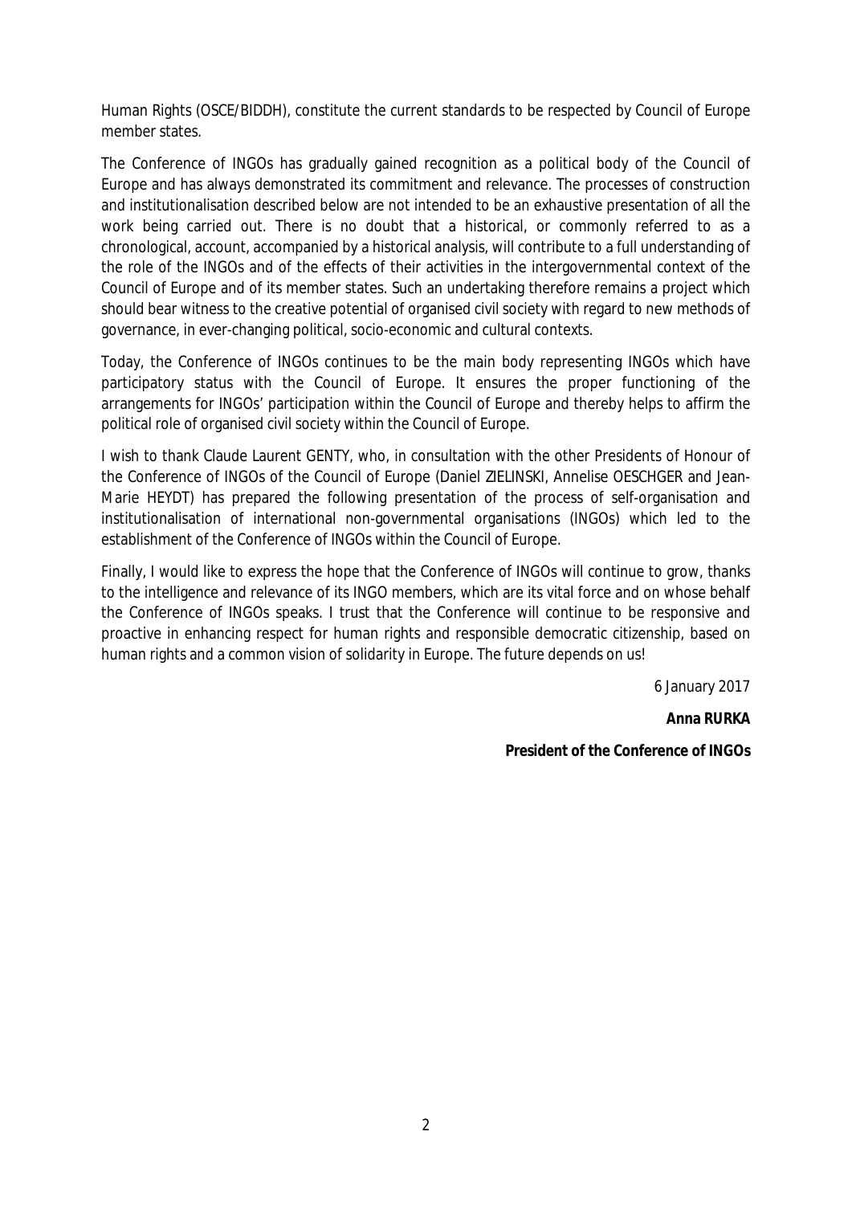Human Rights (OSCE/BIDDH), constitute the current standards to be respected by Council of Europe member states.

The Conference of INGOs has gradually gained recognition as a political body of the Council of Europe and has always demonstrated its commitment and relevance. The processes of construction and institutionalisation described below are not intended to be an exhaustive presentation of all the work being carried out. There is no doubt that a historical, or commonly referred to as a chronological, account, accompanied by a historical analysis, will contribute to a full understanding of the role of the INGOs and of the effects of their activities in the intergovernmental context of the Council of Europe and of its member states. Such an undertaking therefore remains a project which should bear witness to the creative potential of organised civil society with regard to new methods of governance, in ever-changing political, socio-economic and cultural contexts.

Today, the Conference of INGOs continues to be the main body representing INGOs which have participatory status with the Council of Europe. It ensures the proper functioning of the arrangements for INGOs' participation within the Council of Europe and thereby helps to affirm the political role of organised civil society within the Council of Europe.

I wish to thank Claude Laurent GENTY, who, in consultation with the other Presidents of Honour of the Conference of INGOs of the Council of Europe (Daniel ZIELINSKI, Annelise OESCHGER and Jean-Marie HEYDT) has prepared the following presentation of the process of self-organisation and institutionalisation of international non-governmental organisations (INGOs) which led to the establishment of the Conference of INGOs within the Council of Europe.

Finally, I would like to express the hope that the Conference of INGOs will continue to grow, thanks to the intelligence and relevance of its INGO members, which are its vital force and on whose behalf the Conference of INGOs speaks. I trust that the Conference will continue to be responsive and proactive in enhancing respect for human rights and responsible democratic citizenship, based on human rights and a common vision of solidarity in Europe. The future depends on us!

6 January 2017

**Anna RURKA**

**President of the Conference of INGOs**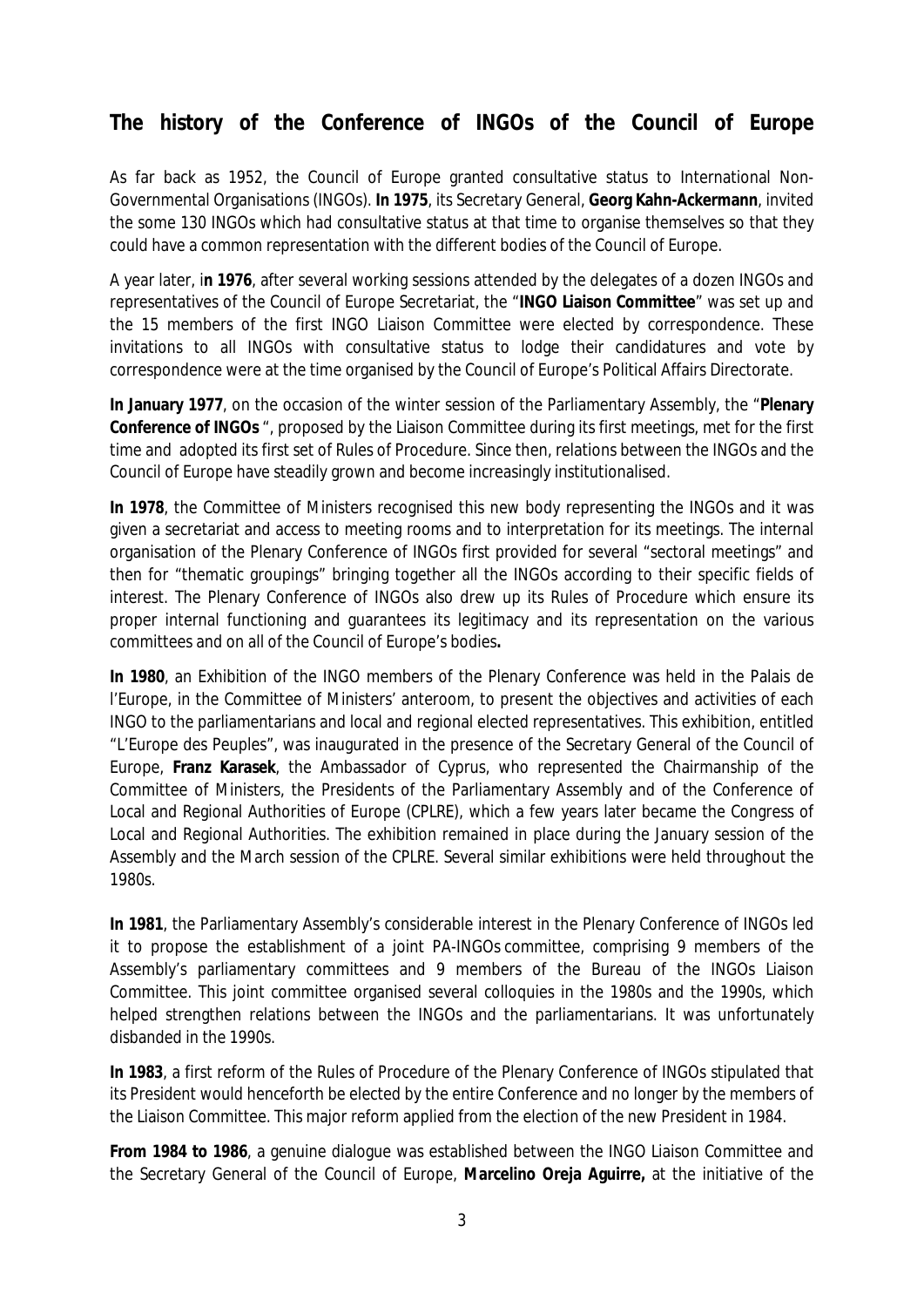## The history of the Conference of INGOs of the Council of Europe

As far back as 1952, the Council of Europe granted consultative status to International Non-Governmental Organisations (INGOs). **In 1975**, its Secretary General, **Georg Kahn-Ackermann**, invited the some 130 INGOs which had consultative status at that time to organise themselves so that they could have a common representation with the different bodies of the Council of Europe.

A year later, i**n 1976**, after several working sessions attended by the delegates of a dozen INGOs and representatives of the Council of Europe Secretariat, the "**INGO Liaison Committee**" was set up and the 15 members of the first INGO Liaison Committee were elected by correspondence. These invitations to all INGOs with consultative status to lodge their candidatures and vote by correspondence were at the time organised by the Council of Europe's Political Affairs Directorate.

**In January 1977**, on the occasion of the winter session of the Parliamentary Assembly, the "**Plenary Conference of INGOs** ", proposed by the Liaison Committee during its first meetings, met for the first time and adopted its first set of Rules of Procedure. Since then, relations between the INGOs and the Council of Europe have steadily grown and become increasingly institutionalised.

**In 1978**, the Committee of Ministers recognised this new body representing the INGOs and it was given a secretariat and access to meeting rooms and to interpretation for its meetings. The internal organisation of the Plenary Conference of INGOs first provided for several "sectoral meetings" and then for "thematic groupings" bringing together all the INGOs according to their specific fields of interest. The Plenary Conference of INGOs also drew up its Rules of Procedure which ensure its proper internal functioning and guarantees its legitimacy and its representation on the various committees and on all of the Council of Europe's bodies**.**

**In 1980**, an Exhibition of the INGO members of the Plenary Conference was held in the Palais de l'Europe, in the Committee of Ministers' anteroom, to present the objectives and activities of each INGO to the parliamentarians and local and regional elected representatives. This exhibition, entitled "L'Europe des Peuples", was inaugurated in the presence of the Secretary General of the Council of Europe, **Franz Karasek**, the Ambassador of Cyprus, who represented the Chairmanship of the Committee of Ministers, the Presidents of the Parliamentary Assembly and of the Conference of Local and Regional Authorities of Europe (CPLRE), which a few years later became the Congress of Local and Regional Authorities. The exhibition remained in place during the January session of the Assembly and the March session of the CPLRE. Several similar exhibitions were held throughout the 1980s.

**In 1981**, the Parliamentary Assembly's considerable interest in the Plenary Conference of INGOs led it to propose the establishment of a joint PA-INGOs committee, comprising 9 members of the Assembly's parliamentary committees and 9 members of the Bureau of the INGOs Liaison Committee. This joint committee organised several colloquies in the 1980s and the 1990s, which helped strengthen relations between the INGOs and the parliamentarians. It was unfortunately disbanded in the 1990s.

**In 1983**, a first reform of the Rules of Procedure of the Plenary Conference of INGOs stipulated that its President would henceforth be elected by the entire Conference and no longer by the members of the Liaison Committee. This major reform applied from the election of the new President in 1984.

**From 1984 to 1986**, a genuine dialogue was established between the INGO Liaison Committee and the Secretary General of the Council of Europe, **Marcelino Oreja Aguirre,** at the initiative of the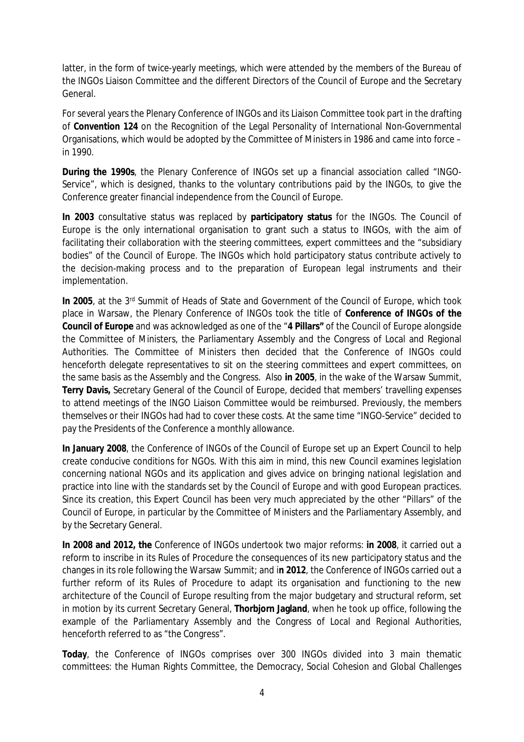latter, in the form of twice-yearly meetings, which were attended by the members of the Bureau of the INGOs Liaison Committee and the different Directors of the Council of Europe and the Secretary General.

For several years the Plenary Conference of INGOs and its Liaison Committee took part in the drafting of **Convention 124** on the Recognition of the Legal Personality of International Non-Governmental Organisations, which would be adopted by the Committee of Ministers in 1986 and came into force – in 1990.

**During the 1990s**, the Plenary Conference of INGOs set up a financial association called "INGO-Service", which is designed, thanks to the voluntary contributions paid by the INGOs, to give the Conference greater financial independence from the Council of Europe.

**In 2003** consultative status was replaced by **participatory status** for the INGOs. The Council of Europe is the only international organisation to grant such a status to INGOs, with the aim of facilitating their collaboration with the steering committees, expert committees and the "subsidiary bodies" of the Council of Europe. The INGOs which hold participatory status contribute actively to the decision-making process and to the preparation of European legal instruments and their implementation.

**In 2005**, at the 3rd Summit of Heads of State and Government of the Council of Europe, which took place in Warsaw, the Plenary Conference of INGOs took the title of **Conference of INGOs of the Council of Europe** and was acknowledged as one of the "**4 Pillars"** of the Council of Europe alongside the Committee of Ministers, the Parliamentary Assembly and the Congress of Local and Regional Authorities. The Committee of Ministers then decided that the Conference of INGOs could henceforth delegate representatives to sit on the steering committees and expert committees, on the same basis as the Assembly and the Congress. Also **in 2005**, in the wake of the Warsaw Summit, **Terry Davis,** Secretary General of the Council of Europe, decided that members' travelling expenses to attend meetings of the INGO Liaison Committee would be reimbursed. Previously, the members themselves or their INGOs had had to cover these costs. At the same time "INGO-Service" decided to pay the Presidents of the Conference a monthly allowance.

**In January 2008**, the Conference of INGOs of the Council of Europe set up an Expert Council to help create conducive conditions for NGOs. With this aim in mind, this new Council examines legislation concerning national NGOs and its application and gives advice on bringing national legislation and practice into line with the standards set by the Council of Europe and with good European practices. Since its creation, this Expert Council has been very much appreciated by the other "Pillars" of the Council of Europe, in particular by the Committee of Ministers and the Parliamentary Assembly, and by the Secretary General.

**In 2008 and 2012, the** Conference of INGOs undertook two major reforms: **in 2008**, it carried out a reform to inscribe in its Rules of Procedure the consequences of its new participatory status and the changes in its role following the Warsaw Summit; and i**n 2012**, the Conference of INGOs carried out a further reform of its Rules of Procedure to adapt its organisation and functioning to the new architecture of the Council of Europe resulting from the major budgetary and structural reform, set in motion by its current Secretary General, **Thorbjorn Jagland**, when he took up office, following the example of the Parliamentary Assembly and the Congress of Local and Regional Authorities, henceforth referred to as "the Congress".

**Today**, the Conference of INGOs comprises over 300 INGOs divided into 3 main thematic committees: the Human Rights Committee, the Democracy, Social Cohesion and Global Challenges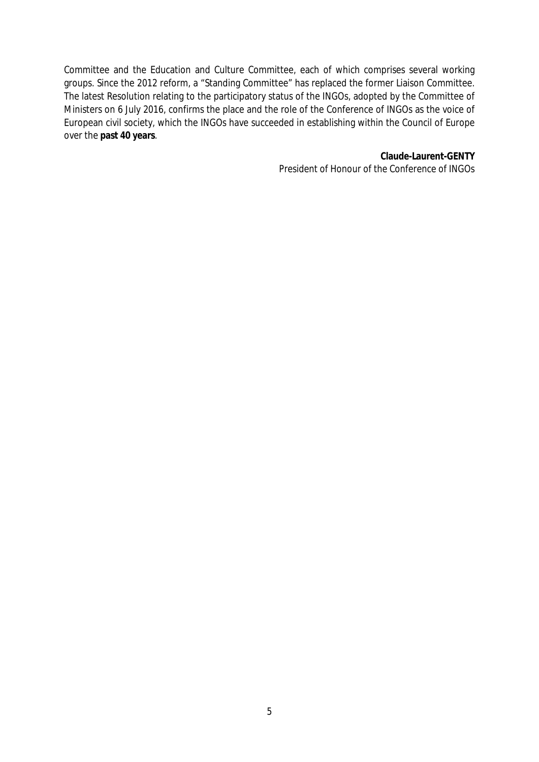Committee and the Education and Culture Committee, each of which comprises several working groups. Since the 2012 reform, a "Standing Committee" has replaced the former Liaison Committee. The latest Resolution relating to the participatory status of the INGOs, adopted by the Committee of Ministers on 6 July 2016, confirms the place and the role of the Conference of INGOs as the voice of European civil society, which the INGOs have succeeded in establishing within the Council of Europe over the **past 40 years**.

**Claude-Laurent-GENTY**
President of Honour of the Conference of INGOs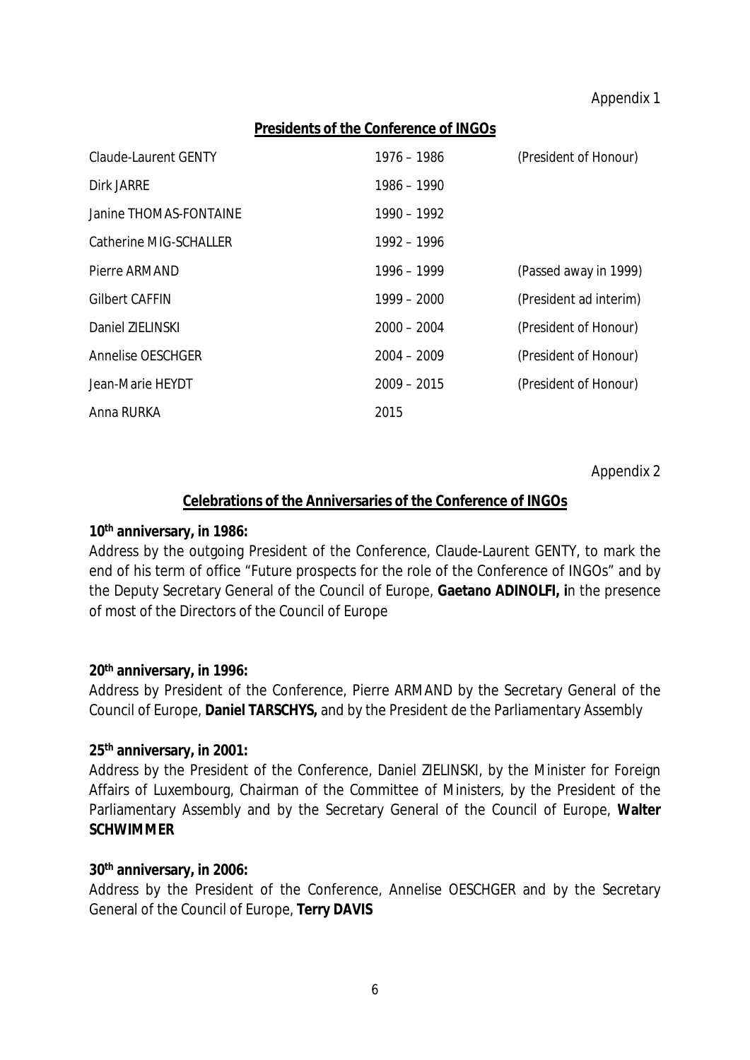Appendix 1

## Presidents of the Conference of INGOs

| | | |
|---|---|---|
| Claude-Laurent GENTY | 1976 – 1986 | (President of Honour) |
| Dirk JARRE | 1986 – 1990 | |
| Janine THOMAS-FONTAINE | 1990 – 1992 | |
| Catherine MIG-SCHALLER | 1992 – 1996 | |
| Pierre ARMAND | 1996 – 1999 | (Passed away in 1999) |
| Gilbert CAFFIN | 1999 – 2000 | (President ad interim) |
| Daniel ZIELINSKI | 2000 – 2004 | (President of Honour) |
| Annelise OESCHGER | 2004 – 2009 | (President of Honour) |
| Jean-Marie HEYDT | 2009 – 2015 | (President of Honour) |
| Anna RURKA | 2015 | |

Appendix 2

## Celebrations of the Anniversaries of the Conference of INGOs

**10th anniversary, in 1986:**
Address by the outgoing President of the Conference, Claude-Laurent GENTY, to mark the end of his term of office "Future prospects for the role of the Conference of INGOs" and by the Deputy Secretary General of the Council of Europe, **Gaetano ADINOLFI, i**n the presence of most of the Directors of the Council of Europe

**20th anniversary, in 1996:**
Address by President of the Conference, Pierre ARMAND by the Secretary General of the Council of Europe, **Daniel TARSCHYS,** and by the President de the Parliamentary Assembly

**25th anniversary, in 2001:**
Address by the President of the Conference, Daniel ZIELINSKI, by the Minister for Foreign Affairs of Luxembourg, Chairman of the Committee of Ministers, by the President of the Parliamentary Assembly and by the Secretary General of the Council of Europe, **Walter SCHWIMMER**

**30th anniversary, in 2006:**
Address by the President of the Conference, Annelise OESCHGER and by the Secretary General of the Council of Europe, **Terry DAVIS**